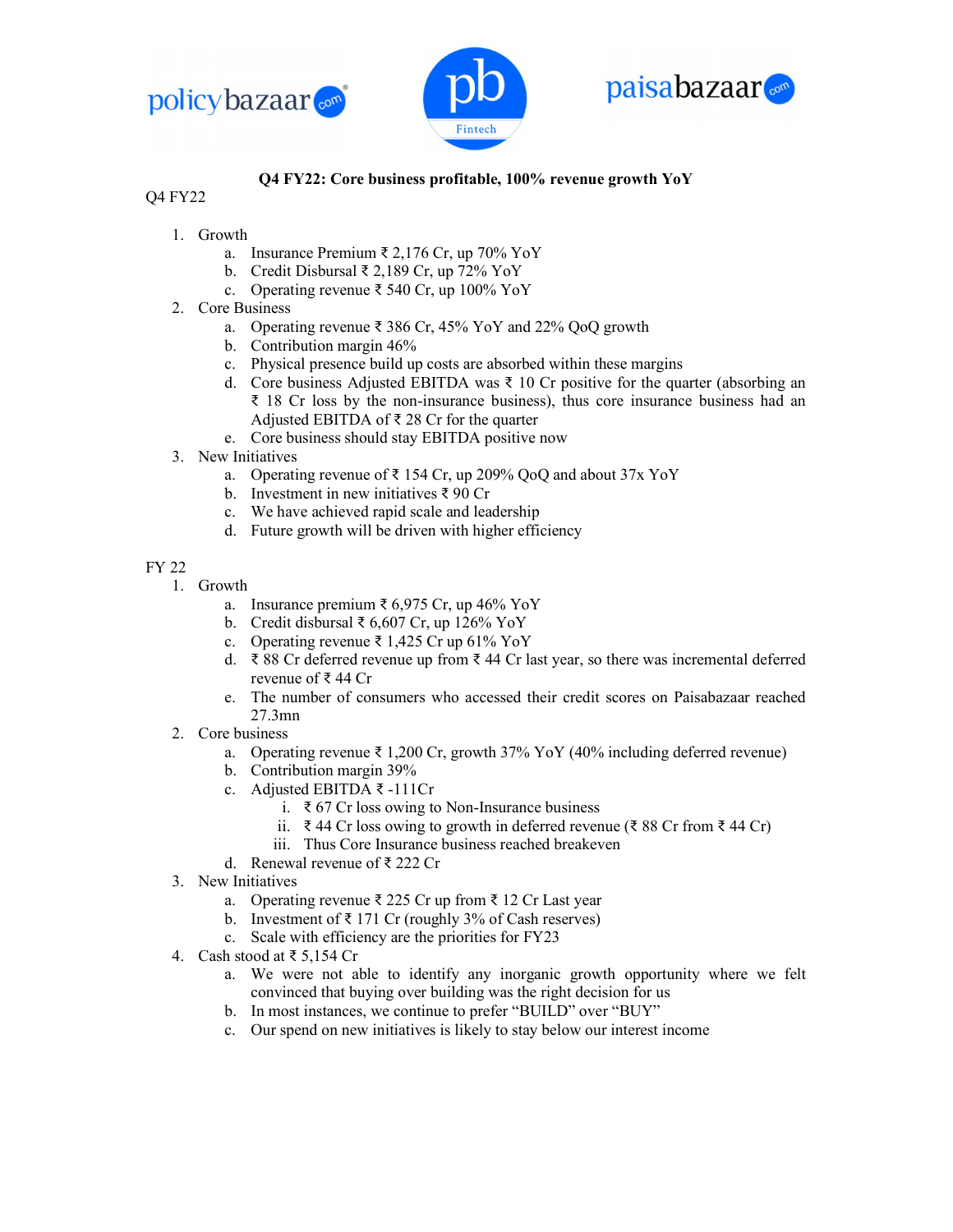**Q4 FY22: Core business profitable, 100% revenue growth YoY**

Q4 FY22

1. Growth
    a. Insurance Premium ₹ 2,176 Cr, up 70% YoY
    b. Credit Disbursal ₹ 2,189 Cr, up 72% YoY
    c. Operating revenue ₹ 540 Cr, up 100% YoY
2. Core Business
    a. Operating revenue ₹ 386 Cr, 45% YoY and 22% QoQ growth
    b. Contribution margin 46%
    c. Physical presence build up costs are absorbed within these margins
    d. Core business Adjusted EBITDA was ₹ 10 Cr positive for the quarter (absorbing an ₹ 18 Cr loss by the non-insurance business), thus core insurance business had an Adjusted EBITDA of ₹ 28 Cr for the quarter
    e. Core business should stay EBITDA positive now
3. New Initiatives
    a. Operating revenue of ₹ 154 Cr, up 209% QoQ and about 37x YoY
    b. Investment in new initiatives ₹ 90 Cr
    c. We have achieved rapid scale and leadership
    d. Future growth will be driven with higher efficiency

FY 22

1. Growth
    a. Insurance premium ₹ 6,975 Cr, up 46% YoY
    b. Credit disbursal ₹ 6,607 Cr, up 126% YoY
    c. Operating revenue ₹ 1,425 Cr up 61% YoY
    d. ₹ 88 Cr deferred revenue up from ₹ 44 Cr last year, so there was incremental deferred revenue of ₹ 44 Cr
    e. The number of consumers who accessed their credit scores on Paisabazaar reached 27.3mn
2. Core business
    a. Operating revenue ₹ 1,200 Cr, growth 37% YoY (40% including deferred revenue)
    b. Contribution margin 39%
    c. Adjusted EBITDA ₹ -111Cr
        i. ₹ 67 Cr loss owing to Non-Insurance business
        ii. ₹ 44 Cr loss owing to growth in deferred revenue (₹ 88 Cr from ₹ 44 Cr)
        iii. Thus Core Insurance business reached breakeven
    d. Renewal revenue of ₹ 222 Cr
3. New Initiatives
    a. Operating revenue ₹ 225 Cr up from ₹ 12 Cr Last year
    b. Investment of ₹ 171 Cr (roughly 3% of Cash reserves)
    c. Scale with efficiency are the priorities for FY23
4. Cash stood at ₹ 5,154 Cr
    a. We were not able to identify any inorganic growth opportunity where we felt convinced that buying over building was the right decision for us
    b. In most instances, we continue to prefer "BUILD" over "BUY"
    c. Our spend on new initiatives is likely to stay below our interest income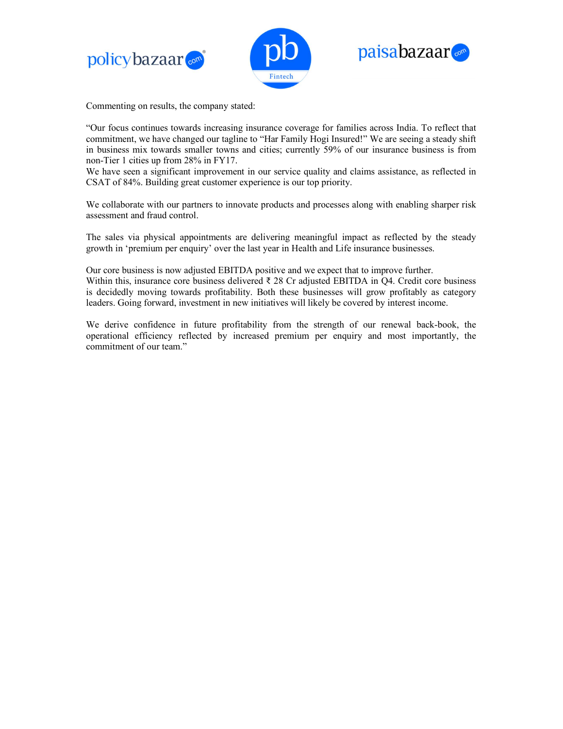Commenting on results, the company stated:

"Our focus continues towards increasing insurance coverage for families across India. To reflect that commitment, we have changed our tagline to "Har Family Hogi Insured!" We are seeing a steady shift in business mix towards smaller towns and cities; currently 59% of our insurance business is from non-Tier 1 cities up from 28% in FY17.
We have seen a significant improvement in our service quality and claims assistance, as reflected in CSAT of 84%. Building great customer experience is our top priority.

We collaborate with our partners to innovate products and processes along with enabling sharper risk assessment and fraud control.

The sales via physical appointments are delivering meaningful impact as reflected by the steady growth in 'premium per enquiry' over the last year in Health and Life insurance businesses.

Our core business is now adjusted EBITDA positive and we expect that to improve further.
Within this, insurance core business delivered ₹ 28 Cr adjusted EBITDA in Q4. Credit core business is decidedly moving towards profitability. Both these businesses will grow profitably as category leaders. Going forward, investment in new initiatives will likely be covered by interest income.

We derive confidence in future profitability from the strength of our renewal back-book, the operational efficiency reflected by increased premium per enquiry and most importantly, the commitment of our team."